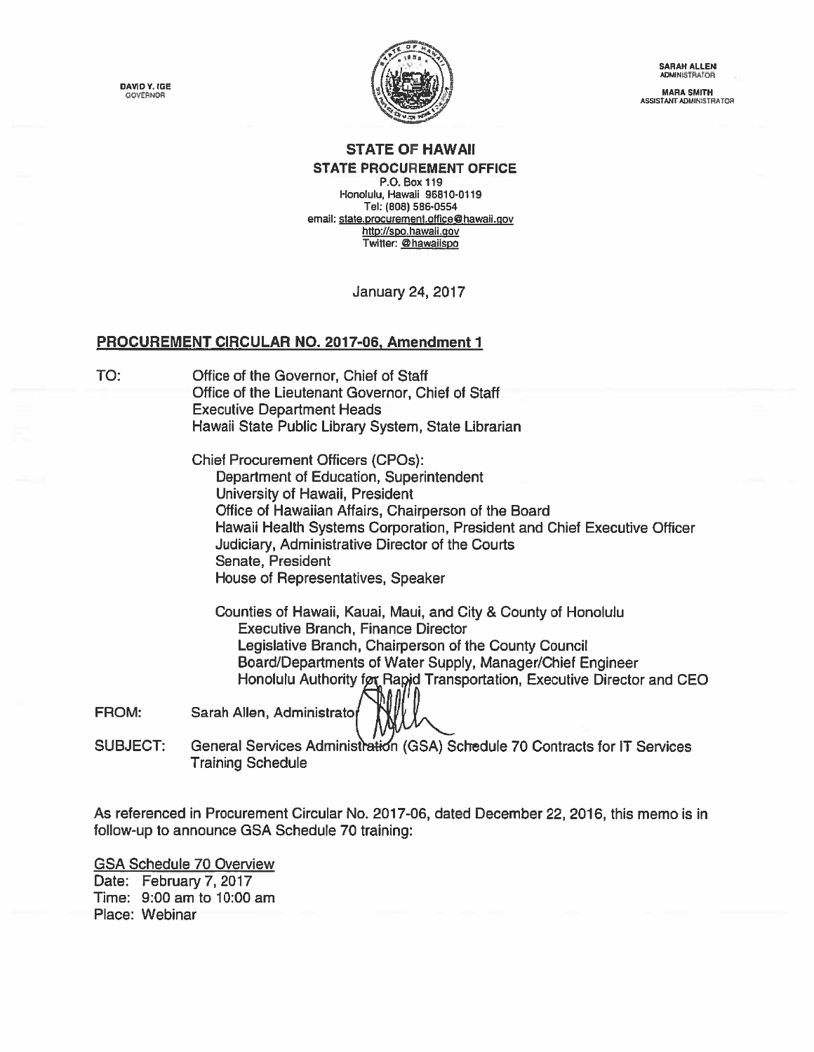DAVID Y. IGE
GOVERNOR

SARAH ALLEN
ADMINISTRATOR

MARA SMITH
ASSISTANT ADMINISTRATOR

**STATE OF HAWAII**
**STATE PROCUREMENT OFFICE**
P.O. Box 119
Honolulu, Hawaii 96810-0119
Tel: (808) 586-0554
email: state.procurement.office@hawaii.gov
http://spo.hawaii.gov
Twitter: @hawaiispo

January 24, 2017

## PROCUREMENT CIRCULAR NO. 2017-06, Amendment 1

TO: Office of the Governor, Chief of Staff
Office of the Lieutenant Governor, Chief of Staff
Executive Department Heads
Hawaii State Public Library System, State Librarian

Chief Procurement Officers (CPOs):
Department of Education, Superintendent
University of Hawaii, President
Office of Hawaiian Affairs, Chairperson of the Board
Hawaii Health Systems Corporation, President and Chief Executive Officer
Judiciary, Administrative Director of the Courts
Senate, President
House of Representatives, Speaker

Counties of Hawaii, Kauai, Maui, and City & County of Honolulu
Executive Branch, Finance Director
Legislative Branch, Chairperson of the County Council
Board/Departments of Water Supply, Manager/Chief Engineer
Honolulu Authority for Rapid Transportation, Executive Director and CEO

FROM: Sarah Allen, Administrator

SUBJECT: General Services Administration (GSA) Schedule 70 Contracts for IT Services Training Schedule

As referenced in Procurement Circular No. 2017-06, dated December 22, 2016, this memo is in follow-up to announce GSA Schedule 70 training:

GSA Schedule 70 Overview
Date: February 7, 2017
Time: 9:00 am to 10:00 am
Place: Webinar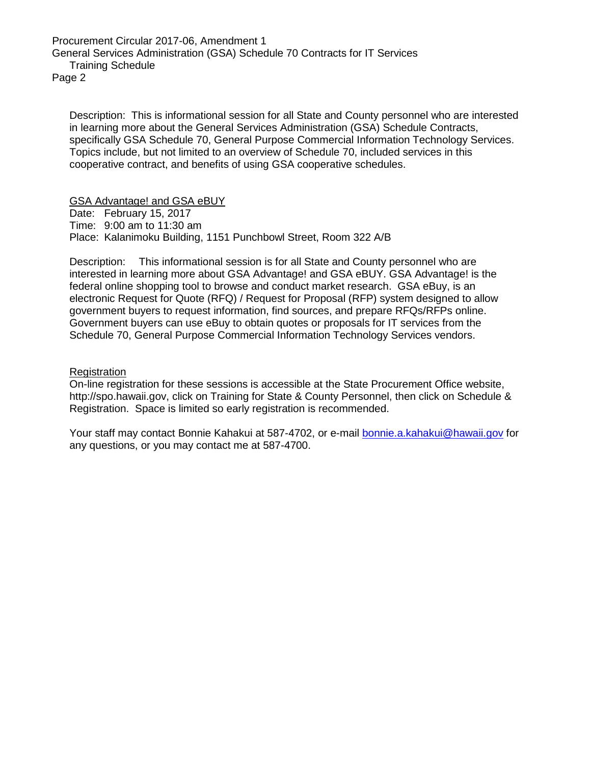Description: This is informational session for all State and County personnel who are interested in learning more about the General Services Administration (GSA) Schedule Contracts, specifically GSA Schedule 70, General Purpose Commercial Information Technology Services. Topics include, but not limited to an overview of Schedule 70, included services in this cooperative contract, and benefits of using GSA cooperative schedules.

<u>GSA Advantage! and GSA eBUY</u>
Date: February 15, 2017
Time: 9:00 am to 11:30 am
Place: Kalanimoku Building, 1151 Punchbowl Street, Room 322 A/B

Description: This informational session is for all State and County personnel who are interested in learning more about GSA Advantage! and GSA eBUY. GSA Advantage! is the federal online shopping tool to browse and conduct market research. GSA eBuy, is an electronic Request for Quote (RFQ) / Request for Proposal (RFP) system designed to allow government buyers to request information, find sources, and prepare RFQs/RFPs online. Government buyers can use eBuy to obtain quotes or proposals for IT services from the Schedule 70, General Purpose Commercial Information Technology Services vendors.

<u>Registration</u>
On-line registration for these sessions is accessible at the State Procurement Office website, http://spo.hawaii.gov, click on Training for State & County Personnel, then click on Schedule & Registration. Space is limited so early registration is recommended.

Your staff may contact Bonnie Kahakui at 587-4702, or e-mail bonnie.a.kahakui@hawaii.gov for any questions, or you may contact me at 587-4700.